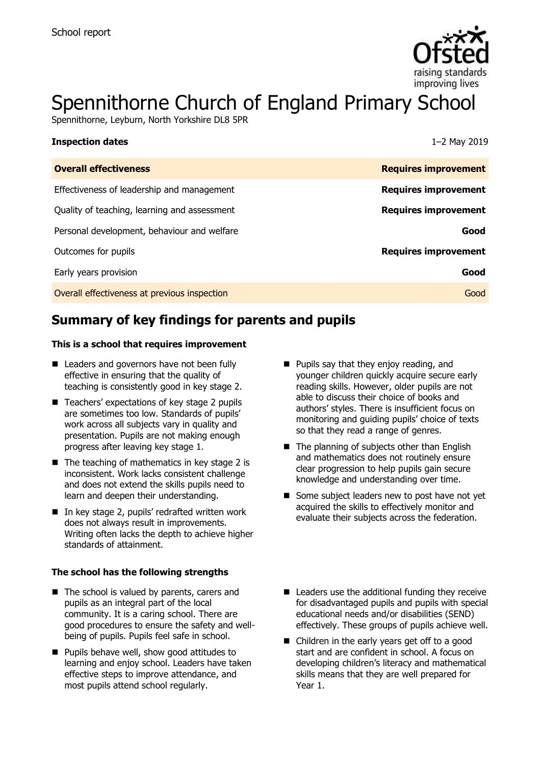School report

# Spennithorne Church of England Primary School

Spennithorne, Leyburn, North Yorkshire DL8 5PR

| **Inspection dates** | 1–2 May 2019 |
| --- | --- |
| **Overall effectiveness** | **Requires improvement** |
| Effectiveness of leadership and management | **Requires improvement** |
| Quality of teaching, learning and assessment | **Requires improvement** |
| Personal development, behaviour and welfare | **Good** |
| Outcomes for pupils | **Requires improvement** |
| Early years provision | **Good** |
| Overall effectiveness at previous inspection | Good |

## Summary of key findings for parents and pupils

### This is a school that requires improvement

- Leaders and governors have not been fully effective in ensuring that the quality of teaching is consistently good in key stage 2.
- Teachers' expectations of key stage 2 pupils are sometimes too low. Standards of pupils' work across all subjects vary in quality and presentation. Pupils are not making enough progress after leaving key stage 1.
- The teaching of mathematics in key stage 2 is inconsistent. Work lacks consistent challenge and does not extend the skills pupils need to learn and deepen their understanding.
- In key stage 2, pupils' redrafted written work does not always result in improvements. Writing often lacks the depth to achieve higher standards of attainment.
- Pupils say that they enjoy reading, and younger children quickly acquire secure early reading skills. However, older pupils are not able to discuss their choice of books and authors' styles. There is insufficient focus on monitoring and guiding pupils' choice of texts so that they read a range of genres.
- The planning of subjects other than English and mathematics does not routinely ensure clear progression to help pupils gain secure knowledge and understanding over time.
- Some subject leaders new to post have not yet acquired the skills to effectively monitor and evaluate their subjects across the federation.

### The school has the following strengths

- The school is valued by parents, carers and pupils as an integral part of the local community. It is a caring school. There are good procedures to ensure the safety and well-being of pupils. Pupils feel safe in school.
- Pupils behave well, show good attitudes to learning and enjoy school. Leaders have taken effective steps to improve attendance, and most pupils attend school regularly.
- Leaders use the additional funding they receive for disadvantaged pupils and pupils with special educational needs and/or disabilities (SEND) effectively. These groups of pupils achieve well.
- Children in the early years get off to a good start and are confident in school. A focus on developing children's literacy and mathematical skills means that they are well prepared for Year 1.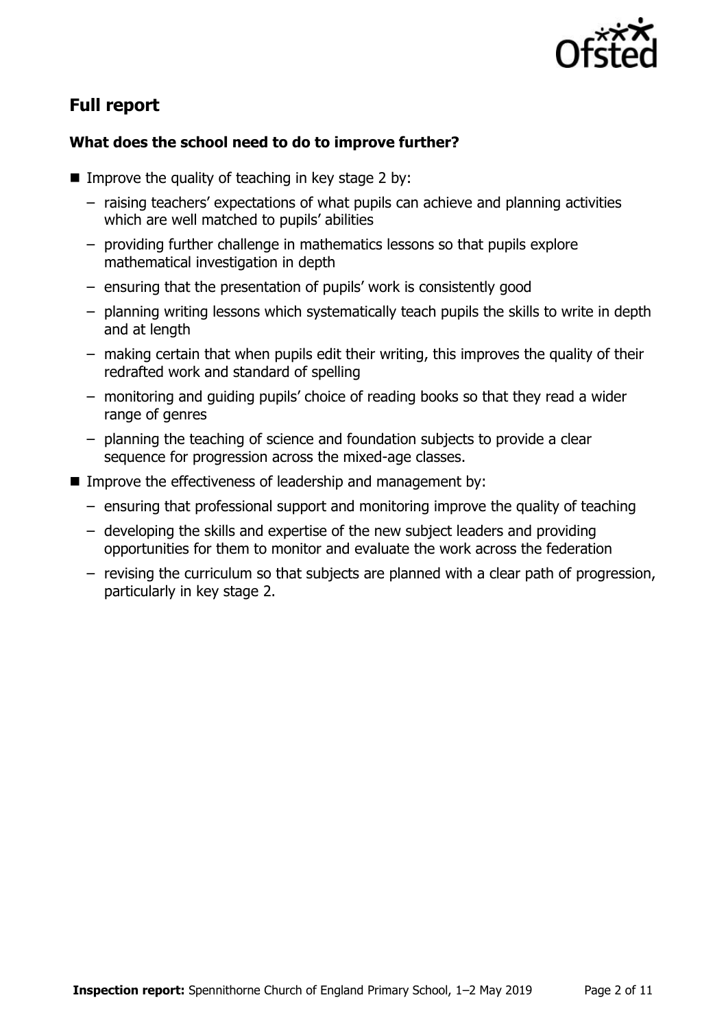## Full report

### What does the school need to do to improve further?

- Improve the quality of teaching in key stage 2 by:
  - raising teachers' expectations of what pupils can achieve and planning activities which are well matched to pupils' abilities
  - providing further challenge in mathematics lessons so that pupils explore mathematical investigation in depth
  - ensuring that the presentation of pupils' work is consistently good
  - planning writing lessons which systematically teach pupils the skills to write in depth and at length
  - making certain that when pupils edit their writing, this improves the quality of their redrafted work and standard of spelling
  - monitoring and guiding pupils' choice of reading books so that they read a wider range of genres
  - planning the teaching of science and foundation subjects to provide a clear sequence for progression across the mixed-age classes.
- Improve the effectiveness of leadership and management by:
  - ensuring that professional support and monitoring improve the quality of teaching
  - developing the skills and expertise of the new subject leaders and providing opportunities for them to monitor and evaluate the work across the federation
  - revising the curriculum so that subjects are planned with a clear path of progression, particularly in key stage 2.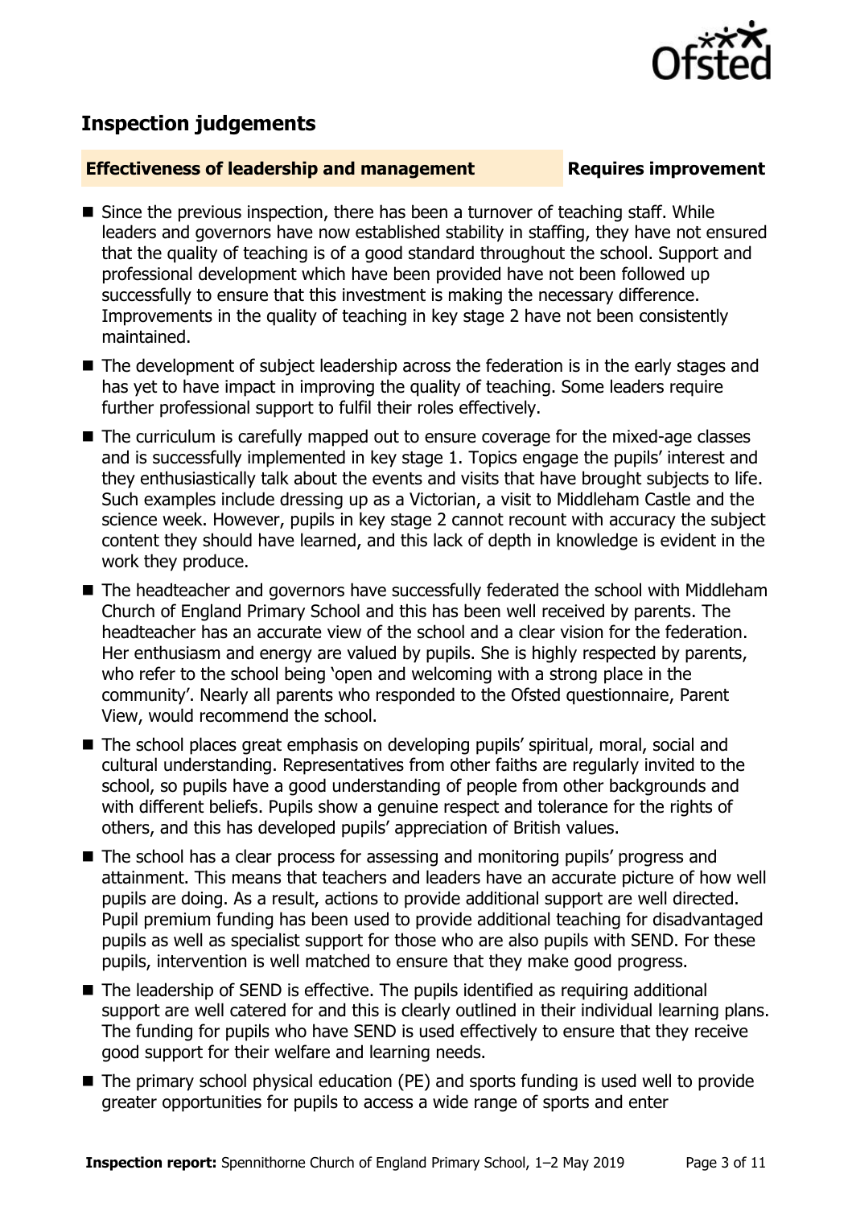## Inspection judgements

**Effectiveness of leadership and management** **Requires improvement**

- Since the previous inspection, there has been a turnover of teaching staff. While leaders and governors have now established stability in staffing, they have not ensured that the quality of teaching is of a good standard throughout the school. Support and professional development which have been provided have not been followed up successfully to ensure that this investment is making the necessary difference. Improvements in the quality of teaching in key stage 2 have not been consistently maintained.
- The development of subject leadership across the federation is in the early stages and has yet to have impact in improving the quality of teaching. Some leaders require further professional support to fulfil their roles effectively.
- The curriculum is carefully mapped out to ensure coverage for the mixed-age classes and is successfully implemented in key stage 1. Topics engage the pupils' interest and they enthusiastically talk about the events and visits that have brought subjects to life. Such examples include dressing up as a Victorian, a visit to Middleham Castle and the science week. However, pupils in key stage 2 cannot recount with accuracy the subject content they should have learned, and this lack of depth in knowledge is evident in the work they produce.
- The headteacher and governors have successfully federated the school with Middleham Church of England Primary School and this has been well received by parents. The headteacher has an accurate view of the school and a clear vision for the federation. Her enthusiasm and energy are valued by pupils. She is highly respected by parents, who refer to the school being 'open and welcoming with a strong place in the community'. Nearly all parents who responded to the Ofsted questionnaire, Parent View, would recommend the school.
- The school places great emphasis on developing pupils' spiritual, moral, social and cultural understanding. Representatives from other faiths are regularly invited to the school, so pupils have a good understanding of people from other backgrounds and with different beliefs. Pupils show a genuine respect and tolerance for the rights of others, and this has developed pupils' appreciation of British values.
- The school has a clear process for assessing and monitoring pupils' progress and attainment. This means that teachers and leaders have an accurate picture of how well pupils are doing. As a result, actions to provide additional support are well directed. Pupil premium funding has been used to provide additional teaching for disadvantaged pupils as well as specialist support for those who are also pupils with SEND. For these pupils, intervention is well matched to ensure that they make good progress.
- The leadership of SEND is effective. The pupils identified as requiring additional support are well catered for and this is clearly outlined in their individual learning plans. The funding for pupils who have SEND is used effectively to ensure that they receive good support for their welfare and learning needs.
- The primary school physical education (PE) and sports funding is used well to provide greater opportunities for pupils to access a wide range of sports and enter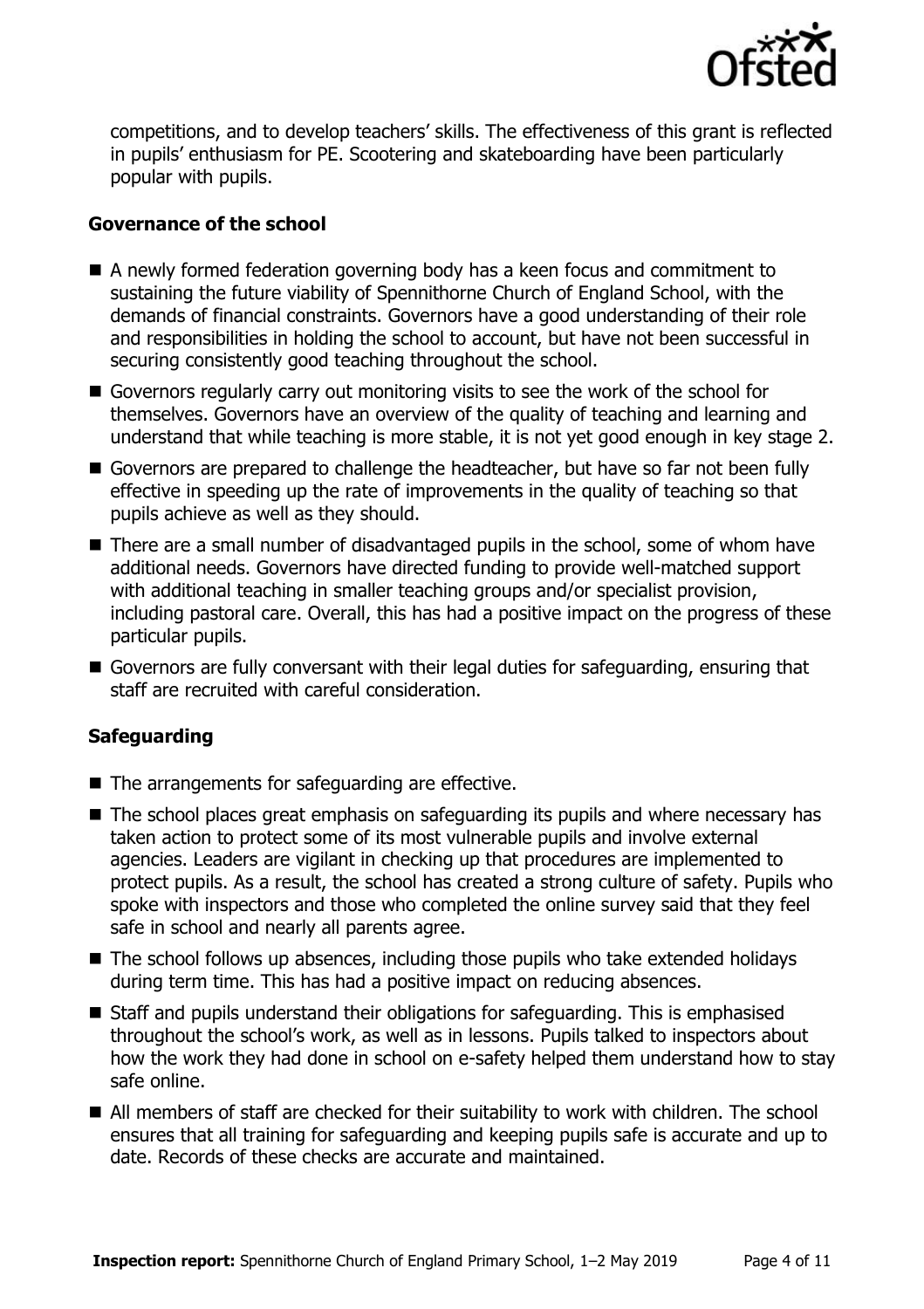competitions, and to develop teachers' skills. The effectiveness of this grant is reflected in pupils' enthusiasm for PE. Scootering and skateboarding have been particularly popular with pupils.

### Governance of the school

- A newly formed federation governing body has a keen focus and commitment to sustaining the future viability of Spennithorne Church of England School, with the demands of financial constraints. Governors have a good understanding of their role and responsibilities in holding the school to account, but have not been successful in securing consistently good teaching throughout the school.
- Governors regularly carry out monitoring visits to see the work of the school for themselves. Governors have an overview of the quality of teaching and learning and understand that while teaching is more stable, it is not yet good enough in key stage 2.
- Governors are prepared to challenge the headteacher, but have so far not been fully effective in speeding up the rate of improvements in the quality of teaching so that pupils achieve as well as they should.
- There are a small number of disadvantaged pupils in the school, some of whom have additional needs. Governors have directed funding to provide well-matched support with additional teaching in smaller teaching groups and/or specialist provision, including pastoral care. Overall, this has had a positive impact on the progress of these particular pupils.
- Governors are fully conversant with their legal duties for safeguarding, ensuring that staff are recruited with careful consideration.

### Safeguarding

- The arrangements for safeguarding are effective.
- The school places great emphasis on safeguarding its pupils and where necessary has taken action to protect some of its most vulnerable pupils and involve external agencies. Leaders are vigilant in checking up that procedures are implemented to protect pupils. As a result, the school has created a strong culture of safety. Pupils who spoke with inspectors and those who completed the online survey said that they feel safe in school and nearly all parents agree.
- The school follows up absences, including those pupils who take extended holidays during term time. This has had a positive impact on reducing absences.
- Staff and pupils understand their obligations for safeguarding. This is emphasised throughout the school's work, as well as in lessons. Pupils talked to inspectors about how the work they had done in school on e-safety helped them understand how to stay safe online.
- All members of staff are checked for their suitability to work with children. The school ensures that all training for safeguarding and keeping pupils safe is accurate and up to date. Records of these checks are accurate and maintained.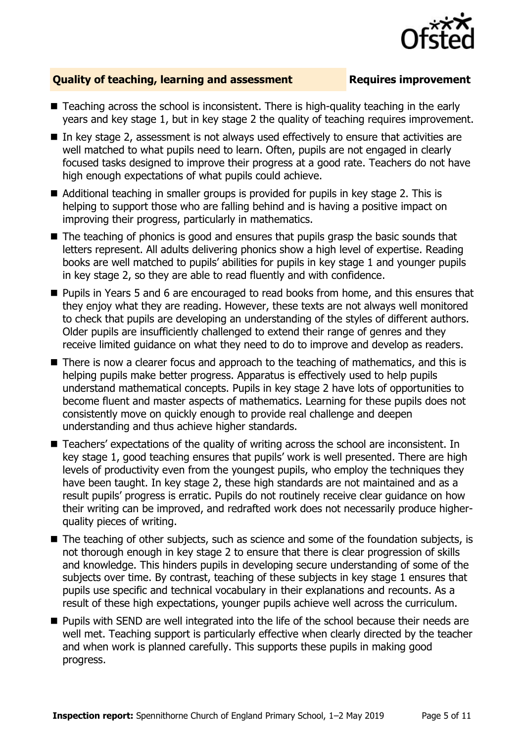## Quality of teaching, learning and assessment — Requires improvement

- Teaching across the school is inconsistent. There is high-quality teaching in the early years and key stage 1, but in key stage 2 the quality of teaching requires improvement.
- In key stage 2, assessment is not always used effectively to ensure that activities are well matched to what pupils need to learn. Often, pupils are not engaged in clearly focused tasks designed to improve their progress at a good rate. Teachers do not have high enough expectations of what pupils could achieve.
- Additional teaching in smaller groups is provided for pupils in key stage 2. This is helping to support those who are falling behind and is having a positive impact on improving their progress, particularly in mathematics.
- The teaching of phonics is good and ensures that pupils grasp the basic sounds that letters represent. All adults delivering phonics show a high level of expertise. Reading books are well matched to pupils' abilities for pupils in key stage 1 and younger pupils in key stage 2, so they are able to read fluently and with confidence.
- Pupils in Years 5 and 6 are encouraged to read books from home, and this ensures that they enjoy what they are reading. However, these texts are not always well monitored to check that pupils are developing an understanding of the styles of different authors. Older pupils are insufficiently challenged to extend their range of genres and they receive limited guidance on what they need to do to improve and develop as readers.
- There is now a clearer focus and approach to the teaching of mathematics, and this is helping pupils make better progress. Apparatus is effectively used to help pupils understand mathematical concepts. Pupils in key stage 2 have lots of opportunities to become fluent and master aspects of mathematics. Learning for these pupils does not consistently move on quickly enough to provide real challenge and deepen understanding and thus achieve higher standards.
- Teachers' expectations of the quality of writing across the school are inconsistent. In key stage 1, good teaching ensures that pupils' work is well presented. There are high levels of productivity even from the youngest pupils, who employ the techniques they have been taught. In key stage 2, these high standards are not maintained and as a result pupils' progress is erratic. Pupils do not routinely receive clear guidance on how their writing can be improved, and redrafted work does not necessarily produce higher-quality pieces of writing.
- The teaching of other subjects, such as science and some of the foundation subjects, is not thorough enough in key stage 2 to ensure that there is clear progression of skills and knowledge. This hinders pupils in developing secure understanding of some of the subjects over time. By contrast, teaching of these subjects in key stage 1 ensures that pupils use specific and technical vocabulary in their explanations and recounts. As a result of these high expectations, younger pupils achieve well across the curriculum.
- Pupils with SEND are well integrated into the life of the school because their needs are well met. Teaching support is particularly effective when clearly directed by the teacher and when work is planned carefully. This supports these pupils in making good progress.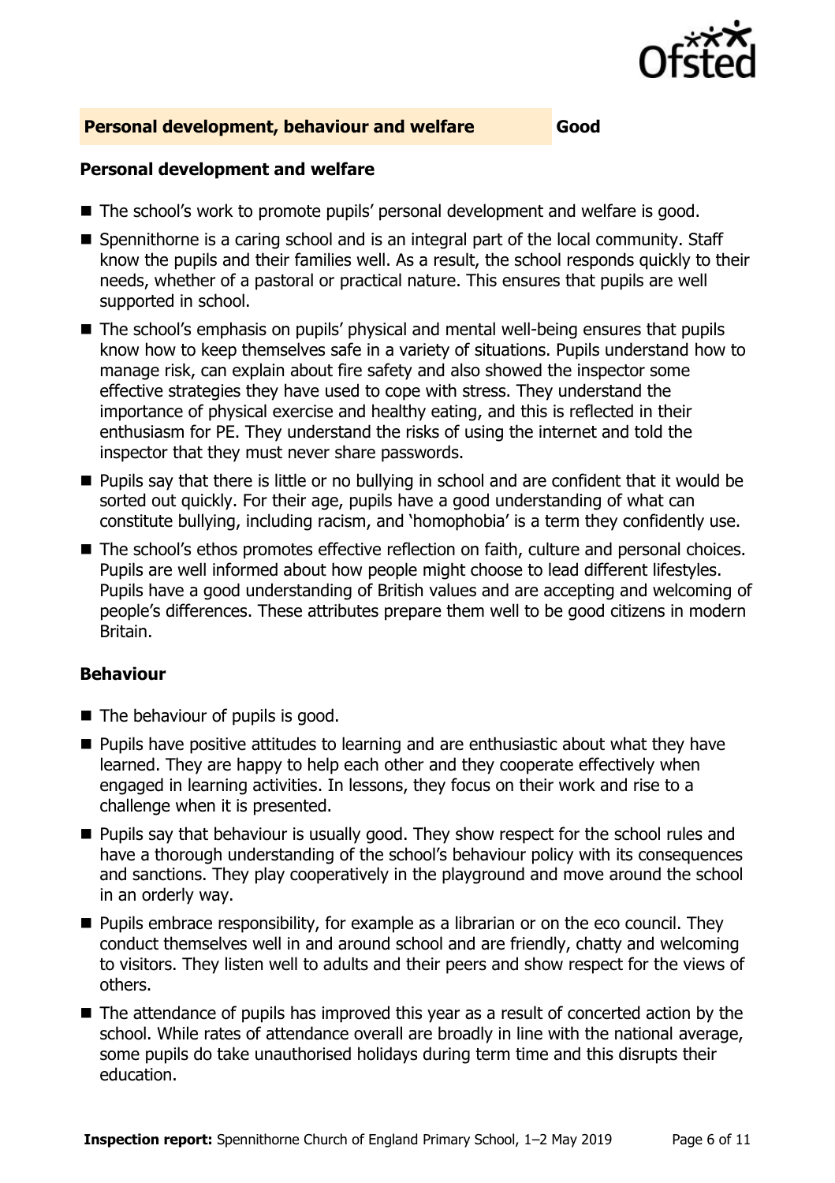## Personal development, behaviour and welfare — Good

### Personal development and welfare

- The school's work to promote pupils' personal development and welfare is good.
- Spennithorne is a caring school and is an integral part of the local community. Staff know the pupils and their families well. As a result, the school responds quickly to their needs, whether of a pastoral or practical nature. This ensures that pupils are well supported in school.
- The school's emphasis on pupils' physical and mental well-being ensures that pupils know how to keep themselves safe in a variety of situations. Pupils understand how to manage risk, can explain about fire safety and also showed the inspector some effective strategies they have used to cope with stress. They understand the importance of physical exercise and healthy eating, and this is reflected in their enthusiasm for PE. They understand the risks of using the internet and told the inspector that they must never share passwords.
- Pupils say that there is little or no bullying in school and are confident that it would be sorted out quickly. For their age, pupils have a good understanding of what can constitute bullying, including racism, and 'homophobia' is a term they confidently use.
- The school's ethos promotes effective reflection on faith, culture and personal choices. Pupils are well informed about how people might choose to lead different lifestyles. Pupils have a good understanding of British values and are accepting and welcoming of people's differences. These attributes prepare them well to be good citizens in modern Britain.

### Behaviour

- The behaviour of pupils is good.
- Pupils have positive attitudes to learning and are enthusiastic about what they have learned. They are happy to help each other and they cooperate effectively when engaged in learning activities. In lessons, they focus on their work and rise to a challenge when it is presented.
- Pupils say that behaviour is usually good. They show respect for the school rules and have a thorough understanding of the school's behaviour policy with its consequences and sanctions. They play cooperatively in the playground and move around the school in an orderly way.
- Pupils embrace responsibility, for example as a librarian or on the eco council. They conduct themselves well in and around school and are friendly, chatty and welcoming to visitors. They listen well to adults and their peers and show respect for the views of others.
- The attendance of pupils has improved this year as a result of concerted action by the school. While rates of attendance overall are broadly in line with the national average, some pupils do take unauthorised holidays during term time and this disrupts their education.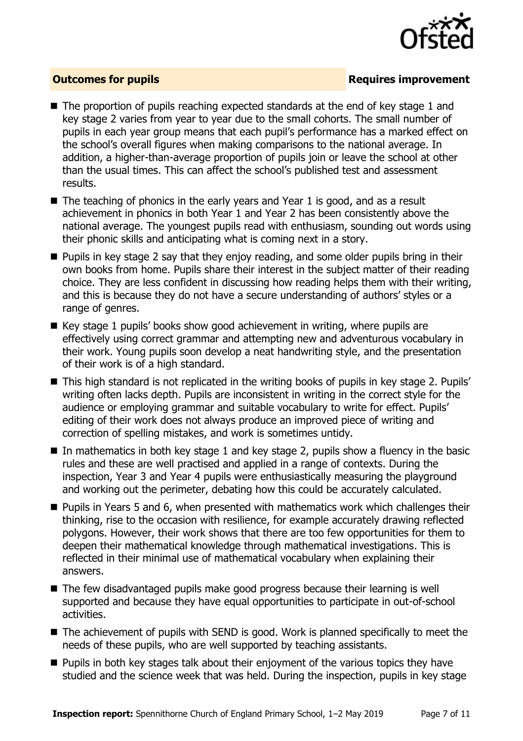## Outcomes for pupils — Requires improvement

- The proportion of pupils reaching expected standards at the end of key stage 1 and key stage 2 varies from year to year due to the small cohorts. The small number of pupils in each year group means that each pupil's performance has a marked effect on the school's overall figures when making comparisons to the national average. In addition, a higher-than-average proportion of pupils join or leave the school at other than the usual times. This can affect the school's published test and assessment results.
- The teaching of phonics in the early years and Year 1 is good, and as a result achievement in phonics in both Year 1 and Year 2 has been consistently above the national average. The youngest pupils read with enthusiasm, sounding out words using their phonic skills and anticipating what is coming next in a story.
- Pupils in key stage 2 say that they enjoy reading, and some older pupils bring in their own books from home. Pupils share their interest in the subject matter of their reading choice. They are less confident in discussing how reading helps them with their writing, and this is because they do not have a secure understanding of authors' styles or a range of genres.
- Key stage 1 pupils' books show good achievement in writing, where pupils are effectively using correct grammar and attempting new and adventurous vocabulary in their work. Young pupils soon develop a neat handwriting style, and the presentation of their work is of a high standard.
- This high standard is not replicated in the writing books of pupils in key stage 2. Pupils' writing often lacks depth. Pupils are inconsistent in writing in the correct style for the audience or employing grammar and suitable vocabulary to write for effect. Pupils' editing of their work does not always produce an improved piece of writing and correction of spelling mistakes, and work is sometimes untidy.
- In mathematics in both key stage 1 and key stage 2, pupils show a fluency in the basic rules and these are well practised and applied in a range of contexts. During the inspection, Year 3 and Year 4 pupils were enthusiastically measuring the playground and working out the perimeter, debating how this could be accurately calculated.
- Pupils in Years 5 and 6, when presented with mathematics work which challenges their thinking, rise to the occasion with resilience, for example accurately drawing reflected polygons. However, their work shows that there are too few opportunities for them to deepen their mathematical knowledge through mathematical investigations. This is reflected in their minimal use of mathematical vocabulary when explaining their answers.
- The few disadvantaged pupils make good progress because their learning is well supported and because they have equal opportunities to participate in out-of-school activities.
- The achievement of pupils with SEND is good. Work is planned specifically to meet the needs of these pupils, who are well supported by teaching assistants.
- Pupils in both key stages talk about their enjoyment of the various topics they have studied and the science week that was held. During the inspection, pupils in key stage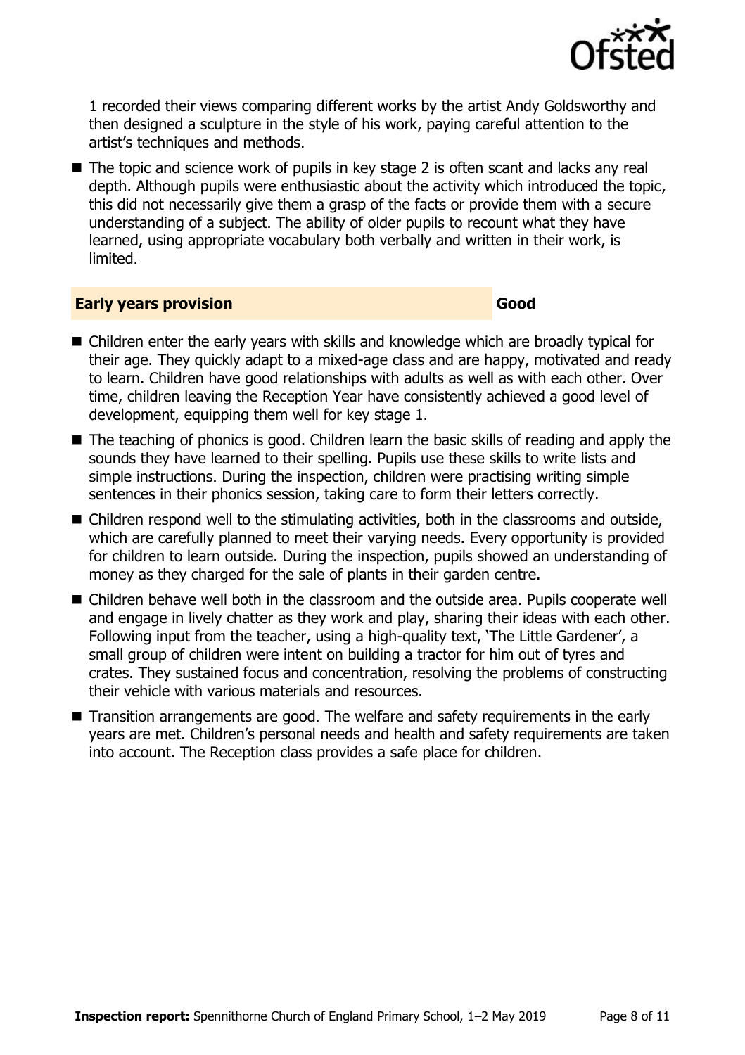1 recorded their views comparing different works by the artist Andy Goldsworthy and then designed a sculpture in the style of his work, paying careful attention to the artist's techniques and methods.

- The topic and science work of pupils in key stage 2 is often scant and lacks any real depth. Although pupils were enthusiastic about the activity which introduced the topic, this did not necessarily give them a grasp of the facts or provide them with a secure understanding of a subject. The ability of older pupils to recount what they have learned, using appropriate vocabulary both verbally and written in their work, is limited.

## Early years provision — Good

- Children enter the early years with skills and knowledge which are broadly typical for their age. They quickly adapt to a mixed-age class and are happy, motivated and ready to learn. Children have good relationships with adults as well as with each other. Over time, children leaving the Reception Year have consistently achieved a good level of development, equipping them well for key stage 1.
- The teaching of phonics is good. Children learn the basic skills of reading and apply the sounds they have learned to their spelling. Pupils use these skills to write lists and simple instructions. During the inspection, children were practising writing simple sentences in their phonics session, taking care to form their letters correctly.
- Children respond well to the stimulating activities, both in the classrooms and outside, which are carefully planned to meet their varying needs. Every opportunity is provided for children to learn outside. During the inspection, pupils showed an understanding of money as they charged for the sale of plants in their garden centre.
- Children behave well both in the classroom and the outside area. Pupils cooperate well and engage in lively chatter as they work and play, sharing their ideas with each other. Following input from the teacher, using a high-quality text, 'The Little Gardener', a small group of children were intent on building a tractor for him out of tyres and crates. They sustained focus and concentration, resolving the problems of constructing their vehicle with various materials and resources.
- Transition arrangements are good. The welfare and safety requirements in the early years are met. Children's personal needs and health and safety requirements are taken into account. The Reception class provides a safe place for children.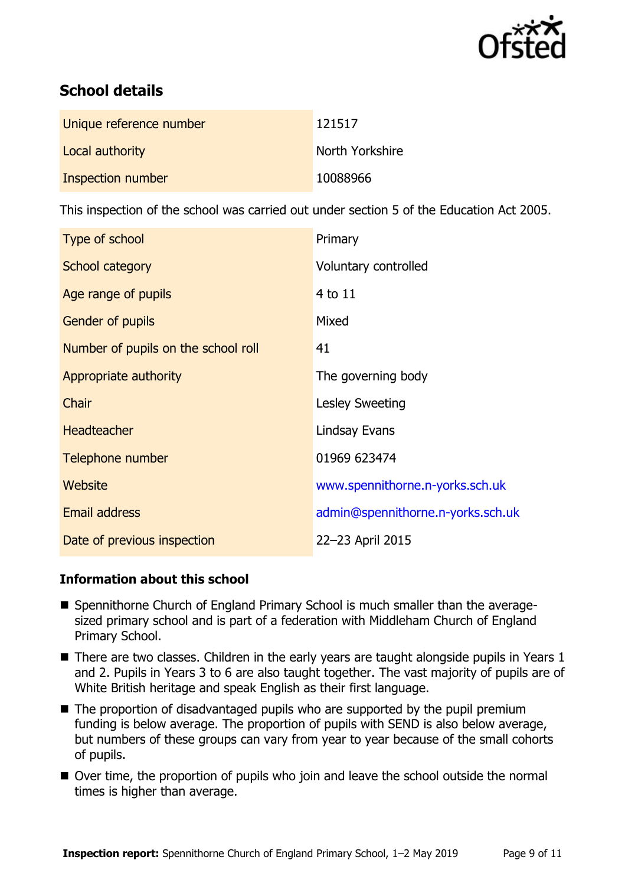## School details

| | |
|---|---|
| Unique reference number | 121517 |
| Local authority | North Yorkshire |
| Inspection number | 10088966 |

This inspection of the school was carried out under section 5 of the Education Act 2005.

| | |
|---|---|
| Type of school | Primary |
| School category | Voluntary controlled |
| Age range of pupils | 4 to 11 |
| Gender of pupils | Mixed |
| Number of pupils on the school roll | 41 |
| Appropriate authority | The governing body |
| Chair | Lesley Sweeting |
| Headteacher | Lindsay Evans |
| Telephone number | 01969 623474 |
| Website | www.spennithorne.n-yorks.sch.uk |
| Email address | admin@spennithorne.n-yorks.sch.uk |
| Date of previous inspection | 22–23 April 2015 |

### Information about this school

- Spennithorne Church of England Primary School is much smaller than the average-sized primary school and is part of a federation with Middleham Church of England Primary School.
- There are two classes. Children in the early years are taught alongside pupils in Years 1 and 2. Pupils in Years 3 to 6 are also taught together. The vast majority of pupils are of White British heritage and speak English as their first language.
- The proportion of disadvantaged pupils who are supported by the pupil premium funding is below average. The proportion of pupils with SEND is also below average, but numbers of these groups can vary from year to year because of the small cohorts of pupils.
- Over time, the proportion of pupils who join and leave the school outside the normal times is higher than average.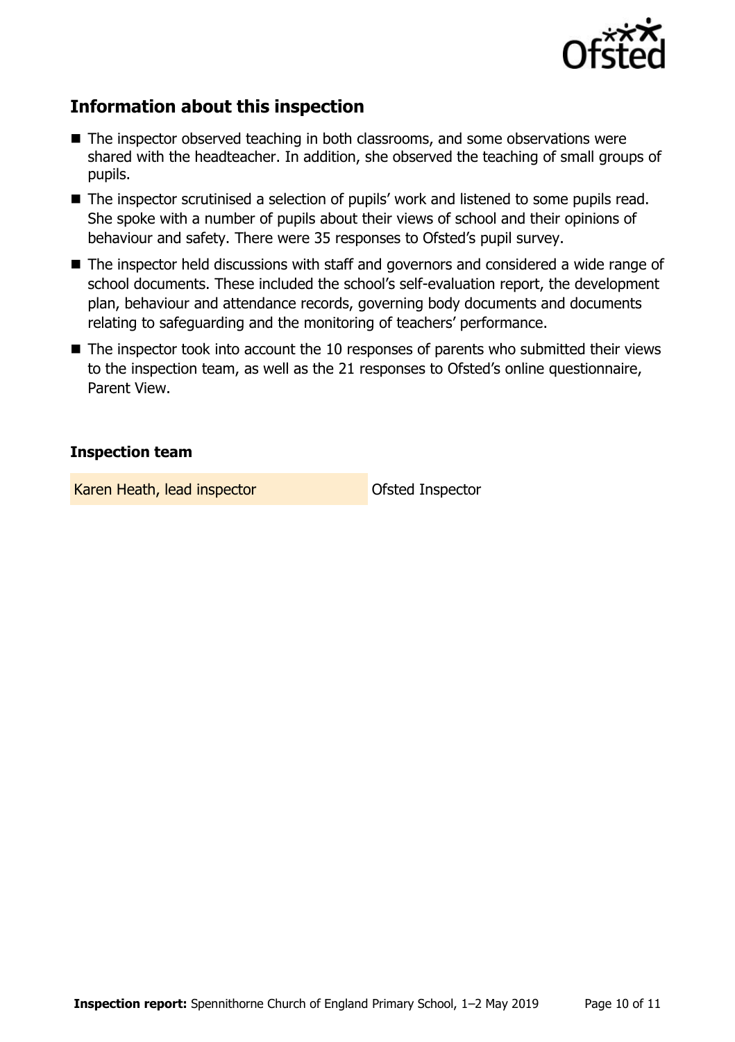## Information about this inspection

- The inspector observed teaching in both classrooms, and some observations were shared with the headteacher. In addition, she observed the teaching of small groups of pupils.
- The inspector scrutinised a selection of pupils' work and listened to some pupils read. She spoke with a number of pupils about their views of school and their opinions of behaviour and safety. There were 35 responses to Ofsted's pupil survey.
- The inspector held discussions with staff and governors and considered a wide range of school documents. These included the school's self-evaluation report, the development plan, behaviour and attendance records, governing body documents and documents relating to safeguarding and the monitoring of teachers' performance.
- The inspector took into account the 10 responses of parents who submitted their views to the inspection team, as well as the 21 responses to Ofsted's online questionnaire, Parent View.

### Inspection team

| | |
|---|---|
| Karen Heath, lead inspector | Ofsted Inspector |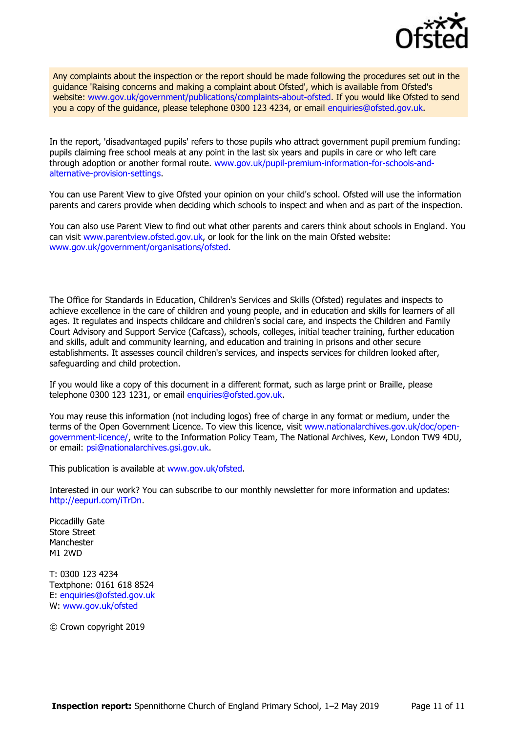Any complaints about the inspection or the report should be made following the procedures set out in the guidance 'Raising concerns and making a complaint about Ofsted', which is available from Ofsted's website: www.gov.uk/government/publications/complaints-about-ofsted. If you would like Ofsted to send you a copy of the guidance, please telephone 0300 123 4234, or email enquiries@ofsted.gov.uk.

In the report, 'disadvantaged pupils' refers to those pupils who attract government pupil premium funding: pupils claiming free school meals at any point in the last six years and pupils in care or who left care through adoption or another formal route. www.gov.uk/pupil-premium-information-for-schools-and-alternative-provision-settings.

You can use Parent View to give Ofsted your opinion on your child's school. Ofsted will use the information parents and carers provide when deciding which schools to inspect and when and as part of the inspection.

You can also use Parent View to find out what other parents and carers think about schools in England. You can visit www.parentview.ofsted.gov.uk, or look for the link on the main Ofsted website: www.gov.uk/government/organisations/ofsted.

The Office for Standards in Education, Children's Services and Skills (Ofsted) regulates and inspects to achieve excellence in the care of children and young people, and in education and skills for learners of all ages. It regulates and inspects childcare and children's social care, and inspects the Children and Family Court Advisory and Support Service (Cafcass), schools, colleges, initial teacher training, further education and skills, adult and community learning, and education and training in prisons and other secure establishments. It assesses council children's services, and inspects services for children looked after, safeguarding and child protection.

If you would like a copy of this document in a different format, such as large print or Braille, please telephone 0300 123 1231, or email enquiries@ofsted.gov.uk.

You may reuse this information (not including logos) free of charge in any format or medium, under the terms of the Open Government Licence. To view this licence, visit www.nationalarchives.gov.uk/doc/open-government-licence/, write to the Information Policy Team, The National Archives, Kew, London TW9 4DU, or email: psi@nationalarchives.gsi.gov.uk.

This publication is available at www.gov.uk/ofsted.

Interested in our work? You can subscribe to our monthly newsletter for more information and updates: http://eepurl.com/iTrDn.

Piccadilly Gate
Store Street
Manchester
M1 2WD

T: 0300 123 4234
Textphone: 0161 618 8524
E: enquiries@ofsted.gov.uk
W: www.gov.uk/ofsted

© Crown copyright 2019